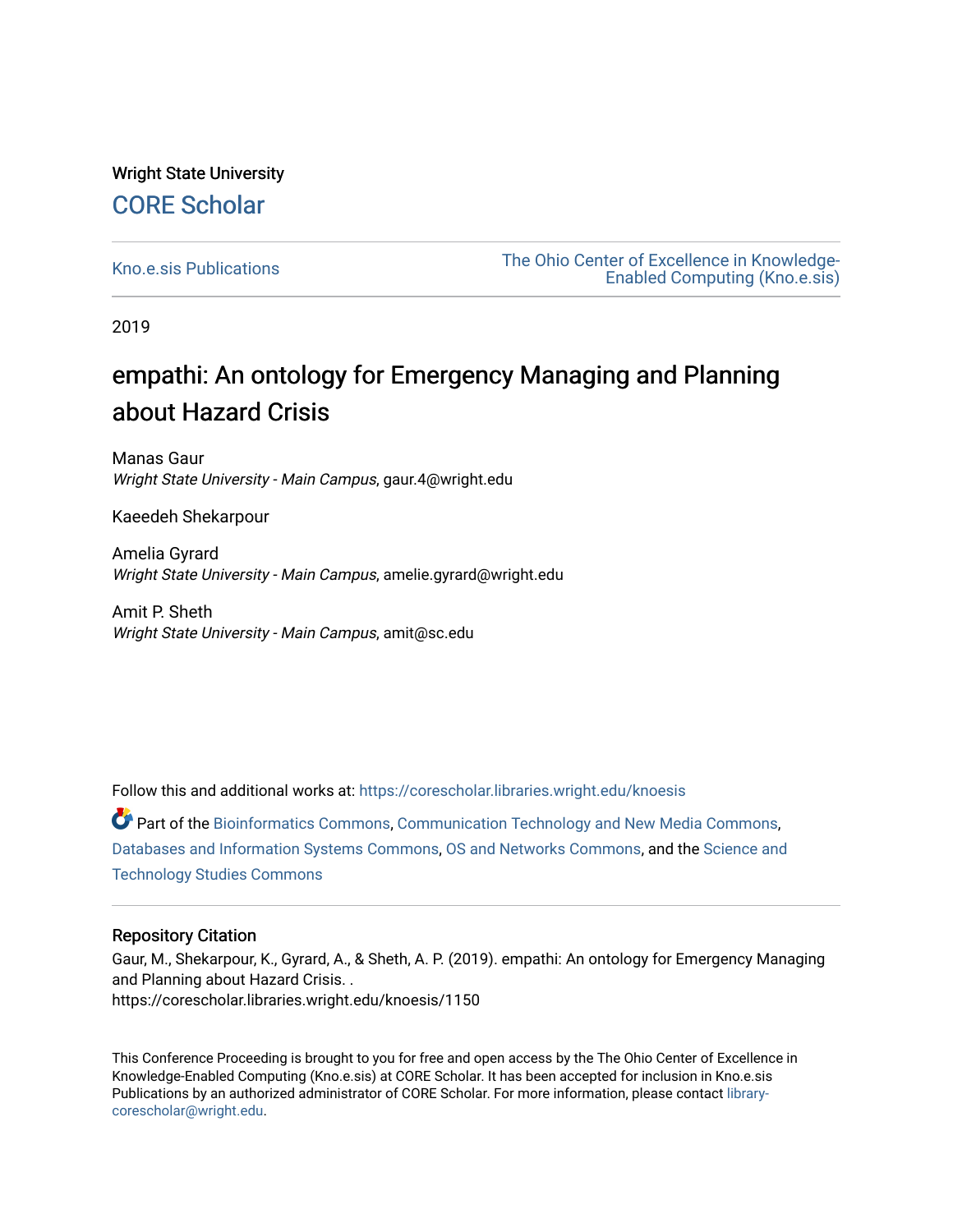Wright State University

CORE Scholar

Kno.e.sis Publications

The Ohio Center of Excellence in Knowledge-Enabled Computing (Kno.e.sis)

2019

# empathi: An ontology for Emergency Managing and Planning about Hazard Crisis

Manas Gaur
*Wright State University - Main Campus*, gaur.4@wright.edu

Kaeedeh Shekarpour

Amelia Gyrard
*Wright State University - Main Campus*, amelie.gyrard@wright.edu

Amit P. Sheth
*Wright State University - Main Campus*, amit@sc.edu

Follow this and additional works at: https://corescholar.libraries.wright.edu/knoesis

Part of the Bioinformatics Commons, Communication Technology and New Media Commons, Databases and Information Systems Commons, OS and Networks Commons, and the Science and Technology Studies Commons

## Repository Citation

Gaur, M., Shekarpour, K., Gyrard, A., & Sheth, A. P. (2019). empathi: An ontology for Emergency Managing and Planning about Hazard Crisis. .
https://corescholar.libraries.wright.edu/knoesis/1150

This Conference Proceeding is brought to you for free and open access by the The Ohio Center of Excellence in Knowledge-Enabled Computing (Kno.e.sis) at CORE Scholar. It has been accepted for inclusion in Kno.e.sis Publications by an authorized administrator of CORE Scholar. For more information, please contact library-corescholar@wright.edu.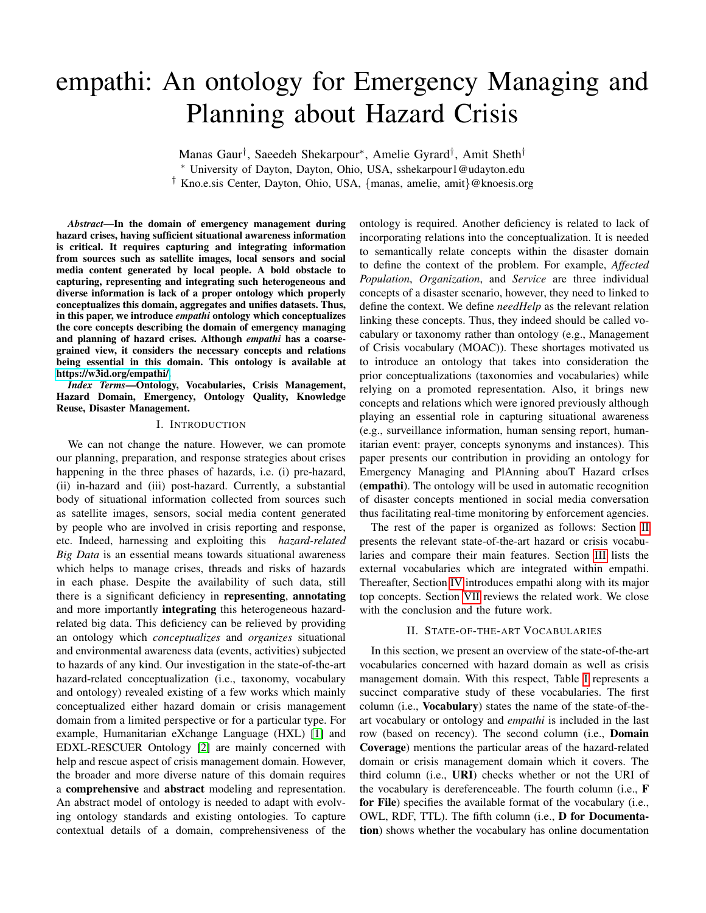# empathi: An ontology for Emergency Managing and Planning about Hazard Crisis

Manas Gaur[†], Saeedeh Shekarpour[*], Amelie Gyrard[†], Amit Sheth[†]

[*] University of Dayton, Dayton, Ohio, USA, sshekarpour1@udayton.edu

[†] Kno.e.sis Center, Dayton, Ohio, USA, {manas, amelie, amit}@knoesis.org

***Abstract*—In the domain of emergency management during hazard crises, having sufficient situational awareness information is critical. It requires capturing and integrating information from sources such as satellite images, local sensors and social media content generated by local people. A bold obstacle to capturing, representing and integrating such heterogeneous and diverse information is lack of a proper ontology which properly conceptualizes this domain, aggregates and unifies datasets. Thus, in this paper, we introduce *empathi* ontology which conceptualizes the core concepts describing the domain of emergency managing and planning of hazard crises. Although *empathi* has a coarse-grained view, it considers the necessary concepts and relations being essential in this domain. This ontology is available at https://w3id.org/empathi/.**

***Index Terms*—Ontology, Vocabularies, Crisis Management, Hazard Domain, Emergency, Ontology Quality, Knowledge Reuse, Disaster Management.**

## I. Introduction

We can not change the nature. However, we can promote our planning, preparation, and response strategies about crises happening in the three phases of hazards, i.e. (i) pre-hazard, (ii) in-hazard and (iii) post-hazard. Currently, a substantial body of situational information collected from sources such as satellite images, sensors, social media content generated by people who are involved in crisis reporting and response, etc. Indeed, harnessing and exploiting this *hazard-related Big Data* is an essential means towards situational awareness which helps to manage crises, threads and risks of hazards in each phase. Despite the availability of such data, still there is a significant deficiency in **representing**, **annotating** and more importantly **integrating** this heterogeneous hazard-related big data. This deficiency can be relieved by providing an ontology which *conceptualizes* and *organizes* situational and environmental awareness data (events, activities) subjected to hazards of any kind. Our investigation in the state-of-the-art hazard-related conceptualization (i.e., taxonomy, vocabulary and ontology) revealed existing of a few works which mainly conceptualized either hazard domain or crisis management domain from a limited perspective or for a particular type. For example, Humanitarian eXchange Language (HXL) [1] and EDXL-RESCUER Ontology [2] are mainly concerned with help and rescue aspect of crisis management domain. However, the broader and more diverse nature of this domain requires a **comprehensive** and **abstract** modeling and representation. An abstract model of ontology is needed to adapt with evolving ontology standards and existing ontologies. To capture contextual details of a domain, comprehensiveness of the ontology is required. Another deficiency is related to lack of incorporating relations into the conceptualization. It is needed to semantically relate concepts within the disaster domain to define the context of the problem. For example, *Affected Population*, *Organization*, and *Service* are three individual concepts of a disaster scenario, however, they need to linked to define the context. We define *needHelp* as the relevant relation linking these concepts. Thus, they indeed should be called vocabulary or taxonomy rather than ontology (e.g., Management of Crisis vocabulary (MOAC)). These shortages motivated us to introduce an ontology that takes into consideration the prior conceptualizations (taxonomies and vocabularies) while relying on a promoted representation. Also, it brings new concepts and relations which were ignored previously although playing an essential role in capturing situational awareness (e.g., surveillance information, human sensing report, humanitarian event: prayer, concepts synonyms and instances). This paper presents our contribution in providing an ontology for Emergency Managing and PlAnning abouT Hazard crIses (**empathi**). The ontology will be used in automatic recognition of disaster concepts mentioned in social media conversation thus facilitating real-time monitoring by enforcement agencies.

The rest of the paper is organized as follows: Section II presents the relevant state-of-the-art hazard or crisis vocabularies and compare their main features. Section III lists the external vocabularies which are integrated within empathi. Thereafter, Section IV introduces empathi along with its major top concepts. Section VII reviews the related work. We close with the conclusion and the future work.

## II. State-of-the-art Vocabularies

In this section, we present an overview of the state-of-the-art vocabularies concerned with hazard domain as well as crisis management domain. With this respect, Table I represents a succinct comparative study of these vocabularies. The first column (i.e., **Vocabulary**) states the name of the state-of-the-art vocabulary or ontology and *empathi* is included in the last row (based on recency). The second column (i.e., **Domain Coverage**) mentions the particular areas of the hazard-related domain or crisis management domain which it covers. The third column (i.e., **URI**) checks whether or not the URI of the vocabulary is dereferenceable. The fourth column (i.e., **F for File**) specifies the available format of the vocabulary (i.e., OWL, RDF, TTL). The fifth column (i.e., **D for Documentation**) shows whether the vocabulary has online documentation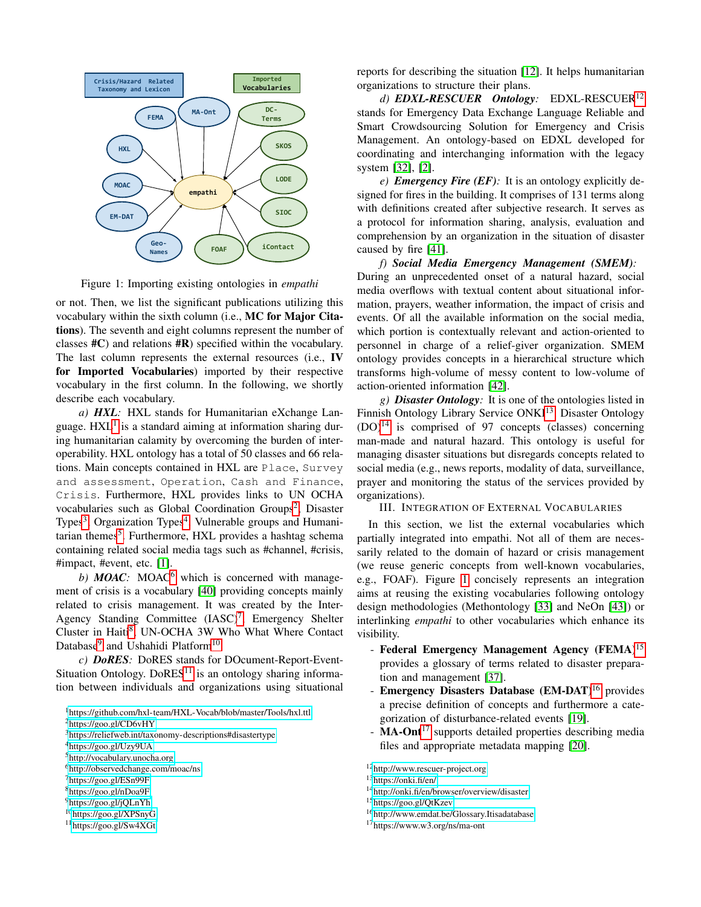Figure 1: Importing existing ontologies in *empathi*

or not. Then, we list the significant publications utilizing this vocabulary within the sixth column (i.e., **MC for Major Citations**). The seventh and eight columns represent the number of classes **#C**) and relations **#R**) specified within the vocabulary. The last column represents the external resources (i.e., **IV for Imported Vocabularies**) imported by their respective vocabulary in the first column. In the following, we shortly describe each vocabulary.

*a) **HXL**:* HXL stands for Humanitarian eXchange Language. HXL[1] is a standard aiming at information sharing during humanitarian calamity by overcoming the burden of interoperability. HXL ontology has a total of 50 classes and 66 relations. Main concepts contained in HXL are `Place`, `Survey and assessment`, `Operation`, `Cash and Finance`, `Crisis`. Furthermore, HXL provides links to UN OCHA vocabularies such as Global Coordination Groups[2], Disaster Types[3], Organization Types[4], Vulnerable groups and Humanitarian themes[5]. Furthermore, HXL provides a hashtag schema containing related social media tags such as #channel, #crisis, #impact, #event, etc. [1].

*b) **MOAC**:* MOAC[6] which is concerned with management of crisis is a vocabulary [40] providing concepts mainly related to crisis management. It was created by the Inter-Agency Standing Committee (IASC)[7], Emergency Shelter Cluster in Haiti[8], UN-OCHA 3W Who What Where Contact Database[9] and Ushahidi Platform[10].

*c) **DoRES**:* DoRES stands for DOcument-Report-Event-Situation Ontology. DoRES[11] is an ontology sharing information between individuals and organizations using situational reports for describing the situation [12]. It helps humanitarian organizations to structure their plans.

*d) **EDXL-RESCUER Ontology**:* EDXL-RESCUER[12] stands for Emergency Data Exchange Language Reliable and Smart Crowdsourcing Solution for Emergency and Crisis Management. An ontology-based on EDXL developed for coordinating and interchanging information with the legacy system [32], [2].

*e) **Emergency Fire (EF)**:* It is an ontology explicitly designed for fires in the building. It comprises of 131 terms along with definitions created after subjective research. It serves as a protocol for information sharing, analysis, evaluation and comprehension by an organization in the situation of disaster caused by fire [41].

*f) **Social Media Emergency Management (SMEM)**:* During an unprecedented onset of a natural hazard, social media overflows with textual content about situational information, prayers, weather information, the impact of crisis and events. Of all the available information on the social media, which portion is contextually relevant and action-oriented to personnel in charge of a relief-giver organization. SMEM ontology provides concepts in a hierarchical structure which transforms high-volume of messy content to low-volume of action-oriented information [42].

*g) **Disaster Ontology**:* It is one of the ontologies listed in Finnish Ontology Library Service ONKI[13] Disaster Ontology (DO)[14] is comprised of 97 concepts (classes) concerning man-made and natural hazard. This ontology is useful for managing disaster situations but disregards concepts related to social media (e.g., news reports, modality of data, surveillance, prayer and monitoring the status of the services provided by organizations).

## III. Integration of External Vocabularies

In this section, we list the external vocabularies which partially integrated into empathi. Not all of them are necessarily related to the domain of hazard or crisis management (we reuse generic concepts from well-known vocabularies, e.g., FOAF). Figure 1 concisely represents an integration aims at reusing the existing vocabularies following ontology design methodologies (Methontology [33] and NeOn [43]) or interlinking *empathi* to other vocabularies which enhance its visibility.

- **Federal Emergency Management Agency (FEMA)**[15] provides a glossary of terms related to disaster preparation and management [37].
- **Emergency Disasters Database (EM-DAT)**[16] provides a precise definition of concepts and furthermore a categorization of disturbance-related events [19].
- **MA-Ont**[17] supports detailed properties describing media files and appropriate metadata mapping [20].

[1] https://github.com/hxl-team/HXL-Vocab/blob/master/Tools/hxl.ttl
[2] https://goo.gl/CD6vHY
[3] https://reliefweb.int/taxonomy-descriptions#disastertype
[4] https://goo.gl/Uzy9UA
[5] http://vocabulary.unocha.org
[6] http://observedchange.com/moac/ns
[7] https://goo.gl/ESn99F
[8] https://goo.gl/nDoa9F
[9] https://goo.gl/jQLnYh
[10] https://goo.gl/XPSnyG
[11] https://goo.gl/Sw4XGt
[12] http://www.rescuer-project.org
[13] https://onki.fi/en/
[14] http://onki.fi/en/browser/overview/disaster
[15] https://goo.gl/QtKzev
[16] http://www.emdat.be/Glossary.Itisadatabase
[17] https://www.w3.org/ns/ma-ont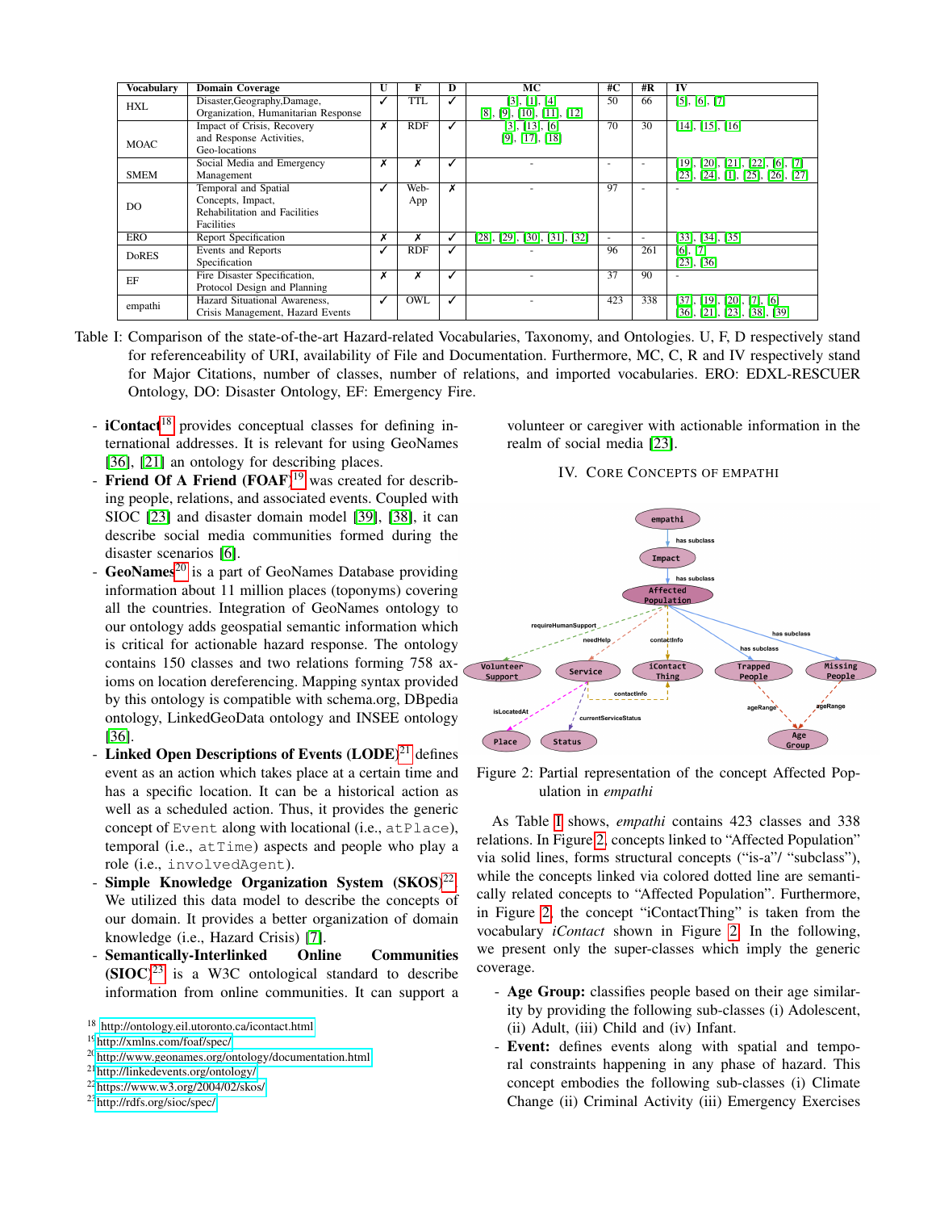| Vocabulary | Domain Coverage | U | F | D | MC | #C | #R | IV |
|---|---|---|---|---|---|---|---|---|
| HXL | Disaster,Geography,Damage, Organization, Humanitarian Response | ✓ | TTL | ✓ | [3], [1], [4] [8], [9], [10], [11], [12] | 50 | 66 | [5], [6], [7] |
| MOAC | Impact of Crisis, Recovery and Response Activities, Geo-locations | ✗ | RDF | ✓ | [3], [13], [6] [9], [17], [18] | 70 | 30 | [14], [15], [16] |
| SMEM | Social Media and Emergency Management | ✗ | ✗ | ✓ | - | - | - | [19], [20], [21], [22], [6], [7] [23], [24], [1], [25], [26], [27] |
| DO | Temporal and Spatial Concepts, Impact, Rehabilitation and Facilities Facilities | ✓ | Web-App | ✗ | - | 97 | - | - |
| ERO | Report Specification | ✗ | ✗ | ✓ | [28], [29], [30], [31], [32] | - | - | [33], [34], [35] |
| DoRES | Events and Reports Specification | ✓ | RDF | ✓ | - | 96 | 261 | [6], [7] [23], [36] |
| EF | Fire Disaster Specification, Protocol Design and Planning | ✗ | ✗ | ✓ | - | 37 | 90 | - |
| empathi | Hazard Situational Awareness, Crisis Management, Hazard Events | ✓ | OWL | ✓ | - | 423 | 338 | [37], [19], [20], [7], [6] [36], [21], [23], [38], [39] |

Table I: Comparison of the state-of-the-art Hazard-related Vocabularies, Taxonomy, and Ontologies. U, F, D respectively stand for referenceability of URI, availability of File and Documentation. Furthermore, MC, C, R and IV respectively stand for Major Citations, number of classes, number of relations, and imported vocabularies. ERO: EDXL-RESCUER Ontology, DO: Disaster Ontology, EF: Emergency Fire.

- **iContact**[18] provides conceptual classes for defining international addresses. It is relevant for using GeoNames [36], [21] an ontology for describing places.
- **Friend Of A Friend (FOAF)**[19] was created for describing people, relations, and associated events. Coupled with SIOC [23] and disaster domain model [39], [38], it can describe social media communities formed during the disaster scenarios [6].
- **GeoNames**[20] is a part of GeoNames Database providing information about 11 million places (toponyms) covering all the countries. Integration of GeoNames ontology to our ontology adds geospatial semantic information which is critical for actionable hazard response. The ontology contains 150 classes and two relations forming 758 axioms on location dereferencing. Mapping syntax provided by this ontology is compatible with schema.org, DBpedia ontology, LinkedGeoData ontology and INSEE ontology [36].
- **Linked Open Descriptions of Events (LODE)**[21] defines event as an action which takes place at a certain time and has a specific location. It can be a historical action as well as a scheduled action. Thus, it provides the generic concept of `Event` along with locational (i.e., `atPlace`), temporal (i.e., `atTime`) aspects and people who play a role (i.e., `involvedAgent`).
- **Simple Knowledge Organization System (SKOS)**[22]. We utilized this data model to describe the concepts of our domain. It provides a better organization of domain knowledge (i.e., Hazard Crisis) [7].
- **Semantically-Interlinked Online Communities (SIOC)**[23] is a W3C ontological standard to describe information from online communities. It can support a volunteer or caregiver with actionable information in the realm of social media [23].

## IV. Core Concepts of empathi

Figure 2: Partial representation of the concept Affected Population in *empathi*

As Table I shows, *empathi* contains 423 classes and 338 relations. In Figure 2, concepts linked to "Affected Population" via solid lines, forms structural concepts ("is-a"/ "subclass"), while the concepts linked via colored dotted line are semantically related concepts to "Affected Population". Furthermore, in Figure 2, the concept "iContactThing" is taken from the vocabulary *iContact* shown in Figure 2. In the following, we present only the super-classes which imply the generic coverage.

- **Age Group:** classifies people based on their age similarity by providing the following sub-classes (i) Adolescent, (ii) Adult, (iii) Child and (iv) Infant.
- **Event:** defines events along with spatial and temporal constraints happening in any phase of hazard. This concept embodies the following sub-classes (i) Climate Change (ii) Criminal Activity (iii) Emergency Exercises

[18] http://ontology.eil.utoronto.ca/icontact.html
[19] http://xmlns.com/foaf/spec/
[20] http://www.geonames.org/ontology/documentation.html
[21] http://linkedevents.org/ontology/
[22] https://www.w3.org/2004/02/skos/
[23] http://rdfs.org/sioc/spec/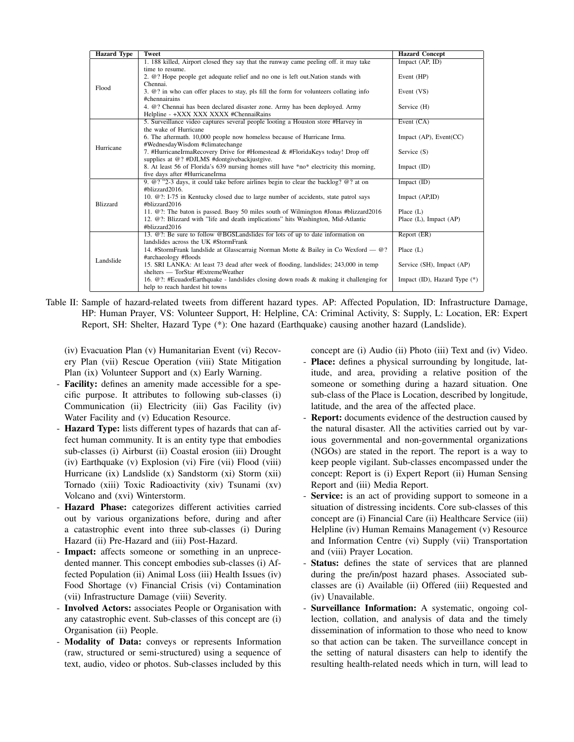| Hazard Type | Tweet | Hazard Concept |
|---|---|---|
| Flood | 1. 188 killed, Airport closed they say that the runway came peeling off. it may take time to resume. | Impact (AP, ID) |
| | 2. @? Hope people get adequate relief and no one is left out.Nation stands with Chennai. | Event (HP) |
| | 3. @? in who can offer places to stay, pls fill the form for volunteers collating info #chennairains | Event (VS) |
| | 4. @? Chennai has been declared disaster zone. Army has been deployed. Army Helpline - +XXX XXX XXXX #ChennaiRains | Service (H) |
| Hurricane | 5. Surveillance video captures several people looting a Houston store #Harvey in the wake of Hurricane | Event (CA) |
| | 6. The aftermath. 10,000 people now homeless because of Hurricane Irma. #WednesdayWisdom #climatechange | Impact (AP), Event(CC) |
| | 7. #HurricaneIrmaRecovery Drive for #Homestead & #FloridaKeys today! Drop off supplies at @? #DJLMS #dontgivebackjustgive. | Service (S) |
| | 8. At least 56 of Florida's 639 nursing homes still have *no* electricity this morning, five days after #HurricaneIrma | Impact (ID) |
| Blizzard | 9. @? "2-3 days, it could take before airlines begin to clear the backlog? @? at on #blizzard2016. | Impact (ID) |
| | 10. @?: I-75 in Kentucky closed due to large number of accidents, state patrol says #blizzard2016 | Impact (AP,ID) |
| | 11. @?: The baton is passed. Buoy 50 miles south of Wilmington #Jonas #blizzard2016 | Place (L) |
| | 12. @?: Blizzard with "life and death implications" hits Washington, Mid-Atlantic #blizzard2016 | Place (L), Impact (AP) |
| Landslide | 13. @?: Be sure to follow @BGSLandslides for lots of up to date information on landslides across the UK #StormFrank | Report (ER) |
| | 14. #StormFrank landslide at Glasscarraig Norman Motte & Bailey in Co Wexford — @? #archaeology #floods | Place (L) |
| | 15. SRI LANKA: At least 73 dead after week of flooding, landslides; 243,000 in temp shelters — TorStar #ExtremeWeather | Service (SH), Impact (AP) |
| | 16. @?: #EcuadorEarthquake - landslides closing down roads & making it challenging for help to reach hardest hit towns | Impact (ID), Hazard Type (*) |

Table II: Sample of hazard-related tweets from different hazard types. AP: Affected Population, ID: Infrastructure Damage, HP: Human Prayer, VS: Volunteer Support, H: Helpline, CA: Criminal Activity, S: Supply, L: Location, ER: Expert Report, SH: Shelter, Hazard Type (*): One hazard (Earthquake) causing another hazard (Landslide).

(iv) Evacuation Plan (v) Humanitarian Event (vi) Recovery Plan (vii) Rescue Operation (viii) State Mitigation Plan (ix) Volunteer Support and (x) Early Warning.

- **Facility:** defines an amenity made accessible for a specific purpose. It attributes to following sub-classes (i) Communication (ii) Electricity (iii) Gas Facility (iv) Water Facility and (v) Education Resource.
- **Hazard Type:** lists different types of hazards that can affect human community. It is an entity type that embodies sub-classes (i) Airburst (ii) Coastal erosion (iii) Drought (iv) Earthquake (v) Explosion (vi) Fire (vii) Flood (viii) Hurricane (ix) Landslide (x) Sandstorm (xi) Storm (xii) Tornado (xiii) Toxic Radioactivity (xiv) Tsunami (xv) Volcano and (xvi) Winterstorm.
- **Hazard Phase:** categorizes different activities carried out by various organizations before, during and after a catastrophic event into three sub-classes (i) During Hazard (ii) Pre-Hazard and (iii) Post-Hazard.
- **Impact:** affects someone or something in an unprecedented manner. This concept embodies sub-classes (i) Affected Population (ii) Animal Loss (iii) Health Issues (iv) Food Shortage (v) Financial Crisis (vi) Contamination (vii) Infrastructure Damage (viii) Severity.
- **Involved Actors:** associates People or Organisation with any catastrophic event. Sub-classes of this concept are (i) Organisation (ii) People.
- **Modality of Data:** conveys or represents Information (raw, structured or semi-structured) using a sequence of text, audio, video or photos. Sub-classes included by this concept are (i) Audio (ii) Photo (iii) Text and (iv) Video.
- **Place:** defines a physical surrounding by longitude, latitude, and area, providing a relative position of the someone or something during a hazard situation. One sub-class of the Place is Location, described by longitude, latitude, and the area of the affected place.
- **Report:** documents evidence of the destruction caused by the natural disaster. All the activities carried out by various governmental and non-governmental organizations (NGOs) are stated in the report. The report is a way to keep people vigilant. Sub-classes encompassed under the concept: Report is (i) Expert Report (ii) Human Sensing Report and (iii) Media Report.
- **Service:** is an act of providing support to someone in a situation of distressing incidents. Core sub-classes of this concept are (i) Financial Care (ii) Healthcare Service (iii) Helpline (iv) Human Remains Management (v) Resource and Information Centre (vi) Supply (vii) Transportation and (viii) Prayer Location.
- **Status:** defines the state of services that are planned during the pre/in/post hazard phases. Associated sub-classes are (i) Available (ii) Offered (iii) Requested and (iv) Unavailable.
- **Surveillance Information:** A systematic, ongoing collection, collation, and analysis of data and the timely dissemination of information to those who need to know so that action can be taken. The surveillance concept in the setting of natural disasters can help to identify the resulting health-related needs which in turn, will lead to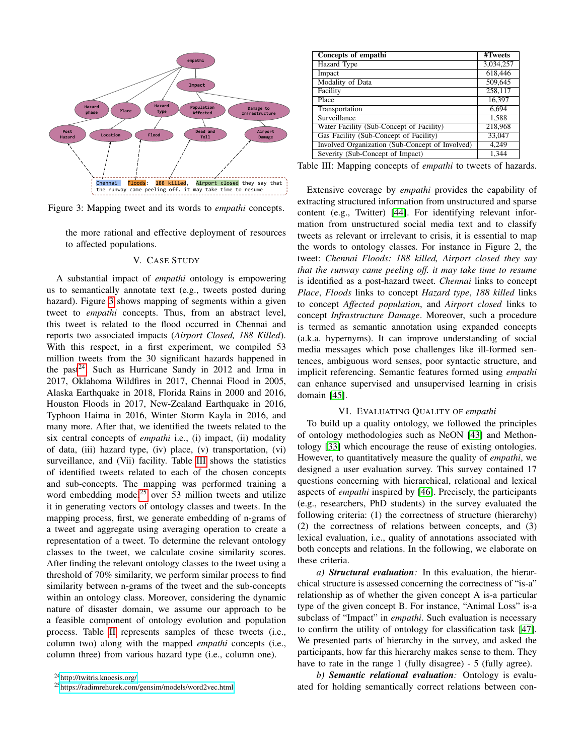Figure 3: Mapping tweet and its words to *empathi* concepts.

the more rational and effective deployment of resources to affected populations.

## V. Case Study

A substantial impact of *empathi* ontology is empowering us to semantically annotate text (e.g., tweets posted during hazard). Figure 3 shows mapping of segments within a given tweet to *empathi* concepts. Thus, from an abstract level, this tweet is related to the flood occurred in Chennai and reports two associated impacts (*Airport Closed, 188 Killed*). With this respect, in a first experiment, we compiled 53 million tweets from the 30 significant hazards happened in the past[24]. Such as Hurricane Sandy in 2012 and Irma in 2017, Oklahoma Wildfires in 2017, Chennai Flood in 2005, Alaska Earthquake in 2018, Florida Rains in 2000 and 2016, Houston Floods in 2017, New-Zealand Earthquake in 2016, Typhoon Haima in 2016, Winter Storm Kayla in 2016, and many more. After that, we identified the tweets related to the six central concepts of *empathi* i.e., (i) impact, (ii) modality of data, (iii) hazard type, (iv) place, (v) transportation, (vi) surveillance, and (Vii) facility. Table III shows the statistics of identified tweets related to each of the chosen concepts and sub-concepts. The mapping was performed training a word embedding model[25] over 53 million tweets and utilize it in generating vectors of ontology classes and tweets. In the mapping process, first, we generate embedding of n-grams of a tweet and aggregate using averaging operation to create a representation of a tweet. To determine the relevant ontology classes to the tweet, we calculate cosine similarity scores. After finding the relevant ontology classes to the tweet using a threshold of 70% similarity, we perform similar process to find similarity between n-grams of the tweet and the sub-concepts within an ontology class. Moreover, considering the dynamic nature of disaster domain, we assume our approach to be a feasible component of ontology evolution and population process. Table II represents samples of these tweets (i.e., column two) along with the mapped *empathi* concepts (i.e., column three) from various hazard type (i.e., column one).

[24] http://twitris.knoesis.org/

[25] https://radimrehurek.com/gensim/models/word2vec.html

| Concepts of empathi | #Tweets |
|---|---|
| Hazard Type | 3,034,257 |
| Impact | 618,446 |
| Modality of Data | 509,645 |
| Facility | 258,117 |
| Place | 16,397 |
| Transportation | 6,694 |
| Surveillance | 1,588 |
| Water Facility (Sub-Concept of Facility) | 218,968 |
| Gas Facility (Sub-Concept of Facility) | 33,047 |
| Involved Organization (Sub-Concept of Involved) | 4,249 |
| Severity (Sub-Concept of Impact) | 1,344 |

Table III: Mapping concepts of *empathi* to tweets of hazards.

Extensive coverage by *empathi* provides the capability of extracting structured information from unstructured and sparse content (e.g., Twitter) [44]. For identifying relevant information from unstructured social media text and to classify tweets as relevant or irrelevant to crisis, it is essential to map the words to ontology classes. For instance in Figure 2, the tweet: *Chennai Floods: 188 killed, Airport closed they say that the runway came peeling off. it may take time to resume* is identified as a post-hazard tweet. *Chennai* links to concept *Place*, *Floods* links to concept *Hazard type*, *188 killed* links to concept *Affected population*, and *Airport closed* links to concept *Infrastructure Damage*. Moreover, such a procedure is termed as semantic annotation using expanded concepts (a.k.a. hypernyms). It can improve understanding of social media messages which pose challenges like ill-formed sentences, ambiguous word senses, poor syntactic structure, and implicit referencing. Semantic features formed using *empathi* can enhance supervised and unsupervised learning in crisis domain [45].

## VI. Evaluating Quality of *empathi*

To build up a quality ontology, we followed the principles of ontology methodologies such as NeON [43] and Methontology [33] which encourage the reuse of existing ontologies. However, to quantitatively measure the quality of *empathi*, we designed a user evaluation survey. This survey contained 17 questions concerning with hierarchical, relational and lexical aspects of *empathi* inspired by [46]. Precisely, the participants (e.g., researchers, PhD students) in the survey evaluated the following criteria: (1) the correctness of structure (hierarchy) (2) the correctness of relations between concepts, and (3) lexical evaluation, i.e., quality of annotations associated with both concepts and relations. In the following, we elaborate on these criteria.

*a) **Structural evaluation**:* In this evaluation, the hierarchical structure is assessed concerning the correctness of "is-a" relationship as of whether the given concept A is-a particular type of the given concept B. For instance, "Animal Loss" is-a subclass of "Impact" in *empathi*. Such evaluation is necessary to confirm the utility of ontology for classification task [47]. We presented parts of hierarchy in the survey, and asked the participants, how far this hierarchy makes sense to them. They have to rate in the range 1 (fully disagree) - 5 (fully agree).

*b) **Semantic relational evaluation**:* Ontology is evaluated for holding semantically correct relations between con-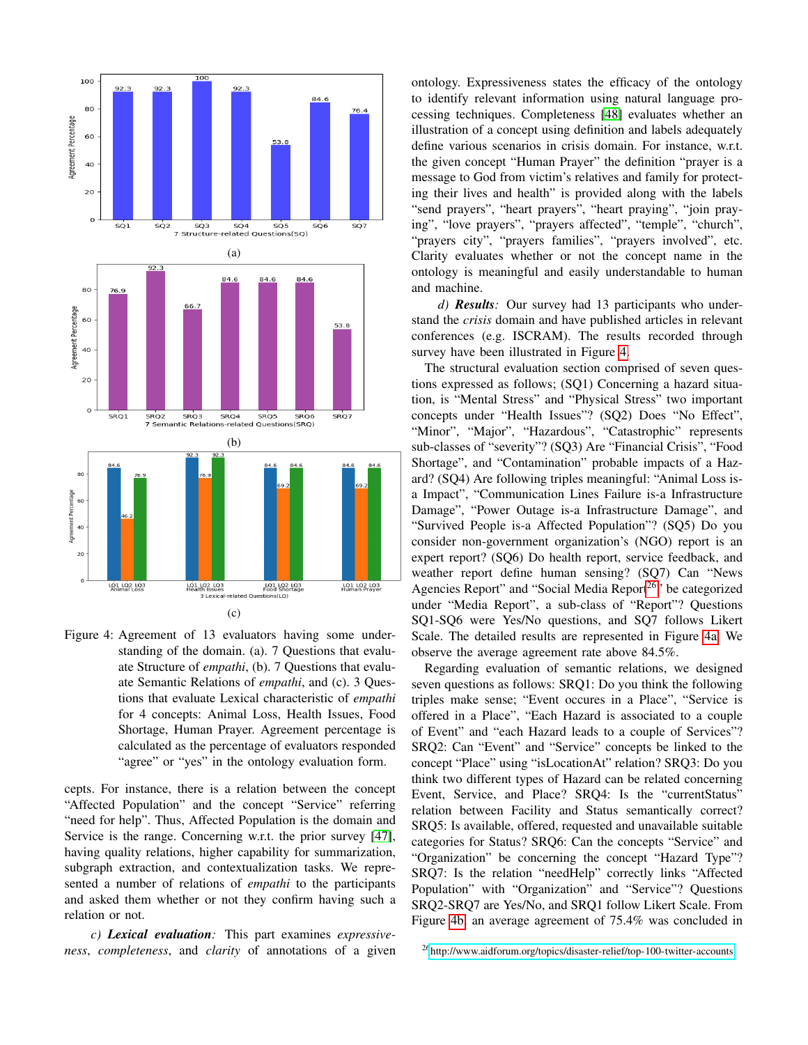Figure 4: Agreement of 13 evaluators having some understanding of the domain. (a). 7 Questions that evaluate Structure of *empathi*, (b). 7 Questions that evaluate Semantic Relations of *empathi*, and (c). 3 Questions that evaluate Lexical characteristic of *empathi* for 4 concepts: Animal Loss, Health Issues, Food Shortage, Human Prayer. Agreement percentage is calculated as the percentage of evaluators responded "agree" or "yes" in the ontology evaluation form.

cepts. For instance, there is a relation between the concept "Affected Population" and the concept "Service" referring "need for help". Thus, Affected Population is the domain and Service is the range. Concerning w.r.t. the prior survey [47], having quality relations, higher capability for summarization, subgraph extraction, and contextualization tasks. We represented a number of relations of *empathi* to the participants and asked them whether or not they confirm having such a relation or not.

*c) **Lexical evaluation**:* This part examines *expressiveness*, *completeness*, and *clarity* of annotations of a given ontology. Expressiveness states the efficacy of the ontology to identify relevant information using natural language processing techniques. Completeness [48] evaluates whether an illustration of a concept using definition and labels adequately define various scenarios in crisis domain. For instance, w.r.t. the given concept "Human Prayer" the definition "prayer is a message to God from victim's relatives and family for protecting their lives and health" is provided along with the labels "send prayers", "heart prayers", "heart praying", "join praying", "love prayers", "prayers affected", "temple", "church", "prayers city", "prayers families", "prayers involved", etc. Clarity evaluates whether or not the concept name in the ontology is meaningful and easily understandable to human and machine.

*d) **Results**:* Our survey had 13 participants who understand the *crisis* domain and have published articles in relevant conferences (e.g. ISCRAM). The results recorded through survey have been illustrated in Figure 4.

The structural evaluation section comprised of seven questions expressed as follows; (SQ1) Concerning a hazard situation, is "Mental Stress" and "Physical Stress" two important concepts under "Health Issues"? (SQ2) Does "No Effect", "Minor", "Major", "Hazardous", "Catastrophic" represents sub-classes of "severity"? (SQ3) Are "Financial Crisis", "Food Shortage", and "Contamination" probable impacts of a Hazard? (SQ4) Are following triples meaningful: "Animal Loss is-a Impact", "Communication Lines Failure is-a Infrastructure Damage", "Power Outage is-a Infrastructure Damage", and "Survived People is-a Affected Population"? (SQ5) Do you consider non-government organization's (NGO) report is an expert report? (SQ6) Do health report, service feedback, and weather report define human sensing? (SQ7) Can "News Agencies Report" and "Social Media Report[26]" be categorized under "Media Report", a sub-class of "Report"? Questions SQ1-SQ6 were Yes/No questions, and SQ7 follows Likert Scale. The detailed results are represented in Figure 4a. We observe the average agreement rate above 84.5%.

Regarding evaluation of semantic relations, we designed seven questions as follows: SRQ1: Do you think the following triples make sense; "Event occures in a Place", "Service is offered in a Place", "Each Hazard is associated to a couple of Event" and "each Hazard leads to a couple of Services"? SRQ2: Can "Event" and "Service" concepts be linked to the concept "Place" using "isLocationAt" relation? SRQ3: Do you think two different types of Hazard can be related concerning Event, Service, and Place? SRQ4: Is the "currentStatus" relation between Facility and Status semantically correct? SRQ5: Is available, offered, requested and unavailable suitable categories for Status? SRQ6: Can the concepts "Service" and "Organization" be concerning the concept "Hazard Type"? SRQ7: Is the relation "needHelp" correctly links "Affected Population" with "Organization" and "Service"? Questions SRQ2-SRQ7 are Yes/No, and SRQ1 follow Likert Scale. From Figure 4b, an average agreement of 75.4% was concluded in

[26] http://www.aidforum.org/topics/disaster-relief/top-100-twitter-accounts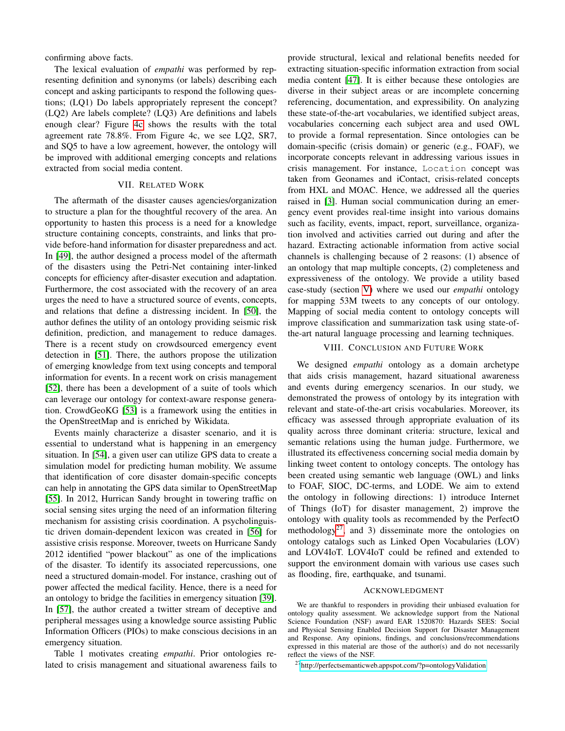confirming above facts.

The lexical evaluation of *empathi* was performed by representing definition and synonyms (or labels) describing each concept and asking participants to respond the following questions; (LQ1) Do labels appropriately represent the concept? (LQ2) Are labels complete? (LQ3) Are definitions and labels enough clear? Figure 4c shows the results with the total agreement rate 78.8%. From Figure 4c, we see LQ2, SR7, and SQ5 to have a low agreement, however, the ontology will be improved with additional emerging concepts and relations extracted from social media content.

## VII. Related Work

The aftermath of the disaster causes agencies/organization to structure a plan for the thoughtful recovery of the area. An opportunity to hasten this process is a need for a knowledge structure containing concepts, constraints, and links that provide before-hand information for disaster preparedness and act. In [49], the author designed a process model of the aftermath of the disasters using the Petri-Net containing inter-linked concepts for efficiency after-disaster execution and adaptation. Furthermore, the cost associated with the recovery of an area urges the need to have a structured source of events, concepts, and relations that define a distressing incident. In [50], the author defines the utility of an ontology providing seismic risk definition, prediction, and management to reduce damages. There is a recent study on crowdsourced emergency event detection in [51]. There, the authors propose the utilization of emerging knowledge from text using concepts and temporal information for events. In a recent work on crisis management [52], there has been a development of a suite of tools which can leverage our ontology for context-aware response generation. CrowdGeoKG [53] is a framework using the entities in the OpenStreetMap and is enriched by Wikidata.

Events mainly characterize a disaster scenario, and it is essential to understand what is happening in an emergency situation. In [54], a given user can utilize GPS data to create a simulation model for predicting human mobility. We assume that identification of core disaster domain-specific concepts can help in annotating the GPS data similar to OpenStreetMap [55]. In 2012, Hurrican Sandy brought in towering traffic on social sensing sites urging the need of an information filtering mechanism for assisting crisis coordination. A psycholinguistic driven domain-dependent lexicon was created in [56] for assistive crisis response. Moreover, tweets on Hurricane Sandy 2012 identified "power blackout" as one of the implications of the disaster. To identify its associated repercussions, one need a structured domain-model. For instance, crashing out of power affected the medical facility. Hence, there is a need for an ontology to bridge the facilities in emergency situation [39]. In [57], the author created a twitter stream of deceptive and peripheral messages using a knowledge source assisting Public Information Officers (PIOs) to make conscious decisions in an emergency situation.

Table 1 motivates creating *empathi*. Prior ontologies related to crisis management and situational awareness fails to provide structural, lexical and relational benefits needed for extracting situation-specific information extraction from social media content [47]. It is either because these ontologies are diverse in their subject areas or are incomplete concerning referencing, documentation, and expressibility. On analyzing these state-of-the-art vocabularies, we identified subject areas, vocabularies concerning each subject area and used OWL to provide a formal representation. Since ontologies can be domain-specific (crisis domain) or generic (e.g., FOAF), we incorporate concepts relevant in addressing various issues in crisis management. For instance, `Location` concept was taken from Geonames and iContact, crisis-related concepts from HXL and MOAC. Hence, we addressed all the queries raised in [3]. Human social communication during an emergency event provides real-time insight into various domains such as facility, events, impact, report, surveillance, organization involved and activities carried out during and after the hazard. Extracting actionable information from active social channels is challenging because of 2 reasons: (1) absence of an ontology that map multiple concepts, (2) completeness and expressiveness of the ontology. We provide a utility based case-study (section V) where we used our *empathi* ontology for mapping 53M tweets to any concepts of our ontology. Mapping of social media content to ontology concepts will improve classification and summarization task using state-of-the-art natural language processing and learning techniques.

## VIII. Conclusion and Future Work

We designed *empathi* ontology as a domain archetype that aids crisis management, hazard situational awareness and events during emergency scenarios. In our study, we demonstrated the prowess of ontology by its integration with relevant and state-of-the-art crisis vocabularies. Moreover, its efficacy was assessed through appropriate evaluation of its quality across three dominant criteria: structure, lexical and semantic relations using the human judge. Furthermore, we illustrated its effectiveness concerning social media domain by linking tweet content to ontology concepts. The ontology has been created using semantic web language (OWL) and links to FOAF, SIOC, DC-terms, and LODE. We aim to extend the ontology in following directions: 1) introduce Internet of Things (IoT) for disaster management, 2) improve the ontology with quality tools as recommended by the PerfectO methodology[27], and 3) disseminate more the ontologies on ontology catalogs such as Linked Open Vocabularies (LOV) and LOV4IoT. LOV4IoT could be refined and extended to support the environment domain with various use cases such as flooding, fire, earthquake, and tsunami.

## Acknowledgment

We are thankful to responders in providing their unbiased evaluation for ontology quality assessment. We acknowledge support from the National Science Foundation (NSF) award EAR 1520870: Hazards SEES: Social and Physical Sensing Enabled Decision Support for Disaster Management and Response. Any opinions, findings, and conclusions/recommendations expressed in this material are those of the author(s) and do not necessarily reflect the views of the NSF.

[27] http://perfectsemanticweb.appspot.com/?p=ontologyValidation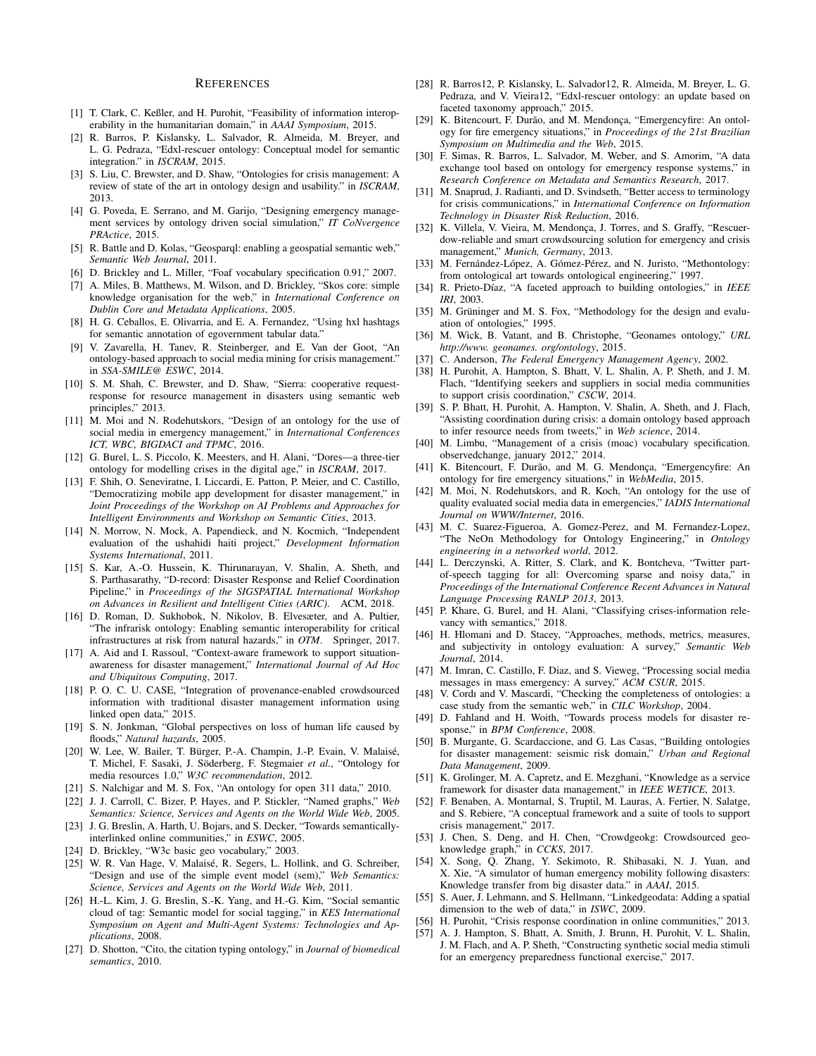## References

[1] T. Clark, C. Keßler, and H. Purohit, "Feasibility of information interoperability in the humanitarian domain," in *AAAI Symposium*, 2015.

[2] R. Barros, P. Kislansky, L. Salvador, R. Almeida, M. Breyer, and L. G. Pedraza, "Edxl-rescuer ontology: Conceptual model for semantic integration." in *ISCRAM*, 2015.

[3] S. Liu, C. Brewster, and D. Shaw, "Ontologies for crisis management: A review of state of the art in ontology design and usability." in *ISCRAM*, 2013.

[4] G. Poveda, E. Serrano, and M. Garijo, "Designing emergency management services by ontology driven social simulation," *IT CoNvergence PRActice*, 2015.

[5] R. Battle and D. Kolas, "Geosparql: enabling a geospatial semantic web," *Semantic Web Journal*, 2011.

[6] D. Brickley and L. Miller, "Foaf vocabulary specification 0.91," 2007.

[7] A. Miles, B. Matthews, M. Wilson, and D. Brickley, "Skos core: simple knowledge organisation for the web," in *International Conference on Dublin Core and Metadata Applications*, 2005.

[8] H. G. Ceballos, E. Olivarria, and E. A. Fernandez, "Using hxl hashtags for semantic annotation of egovernment tabular data."

[9] V. Zavarella, H. Tanev, R. Steinberger, and E. Van der Goot, "An ontology-based approach to social media mining for crisis management." in *SSA-SMILE@ ESWC*, 2014.

[10] S. M. Shah, C. Brewster, and D. Shaw, "Sierra: cooperative request-response for resource management in disasters using semantic web principles," 2013.

[11] M. Moi and N. Rodehutskors, "Design of an ontology for the use of social media in emergency management," in *International Conferences ICT, WBC, BIGDACI and TPMC*, 2016.

[12] G. Burel, L. S. Piccolo, K. Meesters, and H. Alani, "Dores—a three-tier ontology for modelling crises in the digital age," in *ISCRAM*, 2017.

[13] F. Shih, O. Seneviratne, I. Liccardi, E. Patton, P. Meier, and C. Castillo, "Democratizing mobile app development for disaster management," in *Joint Proceedings of the Workshop on AI Problems and Approaches for Intelligent Environments and Workshop on Semantic Cities*, 2013.

[14] N. Morrow, M. Mock, A. Papendieck, and N. Kocmich, "Independent evaluation of the ushahidi haiti project," *Development Information Systems International*, 2011.

[15] S. Kar, A.-O. Hussein, K. Thirunarayan, V. Shalin, A. Sheth, and S. Parthasarathy, "D-record: Disaster Response and Relief Coordination Pipeline," in *Proceedings of the SIGSPATIAL International Workshop on Advances in Resilient and Intelligent Cities (ARIC)*. ACM, 2018.

[16] D. Roman, D. Sukhobok, N. Nikolov, B. Elvesæter, and A. Pultier, "The infrarisk ontology: Enabling semantic interoperability for critical infrastructures at risk from natural hazards," in *OTM*. Springer, 2017.

[17] A. Aid and I. Rassoul, "Context-aware framework to support situation-awareness for disaster management," *International Journal of Ad Hoc and Ubiquitous Computing*, 2017.

[18] P. O. C. U. CASE, "Integration of provenance-enabled crowdsourced information with traditional disaster management information using linked open data," 2015.

[19] S. N. Jonkman, "Global perspectives on loss of human life caused by floods," *Natural hazards*, 2005.

[20] W. Lee, W. Bailer, T. Bürger, P.-A. Champin, J.-P. Evain, V. Malaisé, T. Michel, F. Sasaki, J. Söderberg, F. Stegmaier *et al.*, "Ontology for media resources 1.0," *W3C recommendation*, 2012.

[21] S. Nalchigar and M. S. Fox, "An ontology for open 311 data," 2010.

[22] J. J. Carroll, C. Bizer, P. Hayes, and P. Stickler, "Named graphs," *Web Semantics: Science, Services and Agents on the World Wide Web*, 2005.

[23] J. G. Breslin, A. Harth, U. Bojars, and S. Decker, "Towards semantically-interlinked online communities," in *ESWC*, 2005.

[24] D. Brickley, "W3c basic geo vocabulary," 2003.

[25] W. R. Van Hage, V. Malaisé, R. Segers, L. Hollink, and G. Schreiber, "Design and use of the simple event model (sem)," *Web Semantics: Science, Services and Agents on the World Wide Web*, 2011.

[26] H.-L. Kim, J. G. Breslin, S.-K. Yang, and H.-G. Kim, "Social semantic cloud of tag: Semantic model for social tagging," in *KES International Symposium on Agent and Multi-Agent Systems: Technologies and Applications*, 2008.

[27] D. Shotton, "Cito, the citation typing ontology," in *Journal of biomedical semantics*, 2010.

[28] R. Barros12, P. Kislansky, L. Salvador12, R. Almeida, M. Breyer, L. G. Pedraza, and V. Vieira12, "Edxl-rescuer ontology: an update based on faceted taxonomy approach," 2015.

[29] K. Bitencourt, F. Durão, and M. Mendonça, "Emergencyfire: An ontology for fire emergency situations," in *Proceedings of the 21st Brazilian Symposium on Multimedia and the Web*, 2015.

[30] F. Simas, R. Barros, L. Salvador, M. Weber, and S. Amorim, "A data exchange tool based on ontology for emergency response systems," in *Research Conference on Metadata and Semantics Research*, 2017.

[31] M. Snaprud, J. Radianti, and D. Svindseth, "Better access to terminology for crisis communications," in *International Conference on Information Technology in Disaster Risk Reduction*, 2016.

[32] K. Villela, V. Vieira, M. Mendonça, J. Torres, and S. Graffy, "Rescuer-dow-reliable and smart crowdsourcing solution for emergency and crisis management," *Munich, Germany*, 2013.

[33] M. Fernández-López, A. Gómez-Pérez, and N. Juristo, "Methontology: from ontological art towards ontological engineering," 1997.

[34] R. Prieto-Díaz, "A faceted approach to building ontologies," in *IEEE IRI*, 2003.

[35] M. Grüninger and M. S. Fox, "Methodology for the design and evaluation of ontologies," 1995.

[36] M. Wick, B. Vatant, and B. Christophe, "Geonames ontology," *URL http://www. geonames. org/ontology*, 2015.

[37] C. Anderson, *The Federal Emergency Management Agency*, 2002.

[38] H. Purohit, A. Hampton, S. Bhatt, V. L. Shalin, A. P. Sheth, and J. M. Flach, "Identifying seekers and suppliers in social media communities to support crisis coordination," *CSCW*, 2014.

[39] S. P. Bhatt, H. Purohit, A. Hampton, V. Shalin, A. Sheth, and J. Flach, "Assisting coordination during crisis: a domain ontology based approach to infer resource needs from tweets," in *Web science*, 2014.

[40] M. Limbu, "Management of a crisis (moac) vocabulary specification. observedchange, january 2012," 2014.

[41] K. Bitencourt, F. Durão, and M. G. Mendonça, "Emergencyfire: An ontology for fire emergency situations," in *WebMedia*, 2015.

[42] M. Moi, N. Rodehutskors, and R. Koch, "An ontology for the use of quality evaluated social media data in emergencies," *IADIS International Journal on WWW/Internet*, 2016.

[43] M. C. Suarez-Figueroa, A. Gomez-Perez, and M. Fernandez-Lopez, "The NeOn Methodology for Ontology Engineering," in *Ontology engineering in a networked world*, 2012.

[44] L. Derczynski, A. Ritter, S. Clark, and K. Bontcheva, "Twitter part-of-speech tagging for all: Overcoming sparse and noisy data," in *Proceedings of the International Conference Recent Advances in Natural Language Processing RANLP 2013*, 2013.

[45] P. Khare, G. Burel, and H. Alani, "Classifying crises-information relevancy with semantics," 2018.

[46] H. Hlomani and D. Stacey, "Approaches, methods, metrics, measures, and subjectivity in ontology evaluation: A survey," *Semantic Web Journal*, 2014.

[47] M. Imran, C. Castillo, F. Diaz, and S. Vieweg, "Processing social media messages in mass emergency: A survey," *ACM CSUR*, 2015.

[48] V. Cordı and V. Mascardi, "Checking the completeness of ontologies: a case study from the semantic web," in *CILC Workshop*, 2004.

[49] D. Fahland and H. Woith, "Towards process models for disaster response," in *BPM Conference*, 2008.

[50] B. Murgante, G. Scardaccione, and G. Las Casas, "Building ontologies for disaster management: seismic risk domain," *Urban and Regional Data Management*, 2009.

[51] K. Grolinger, M. A. Capretz, and E. Mezghani, "Knowledge as a service framework for disaster data management," in *IEEE WETICE*, 2013.

[52] F. Benaben, A. Montarnal, S. Truptil, M. Lauras, A. Fertier, N. Salatge, and S. Rebiere, "A conceptual framework and a suite of tools to support crisis management," 2017.

[53] J. Chen, S. Deng, and H. Chen, "Crowdgeokg: Crowdsourced geo-knowledge graph," in *CCKS*, 2017.

[54] X. Song, Q. Zhang, Y. Sekimoto, R. Shibasaki, N. J. Yuan, and X. Xie, "A simulator of human emergency mobility following disasters: Knowledge transfer from big disaster data." in *AAAI*, 2015.

[55] S. Auer, J. Lehmann, and S. Hellmann, "Linkedgeodata: Adding a spatial dimension to the web of data," in *ISWC*, 2009.

[56] H. Purohit, "Crisis response coordination in online communities," 2013.

[57] A. J. Hampton, S. Bhatt, A. Smith, J. Brunn, H. Purohit, V. L. Shalin, J. M. Flach, and A. P. Sheth, "Constructing synthetic social media stimuli for an emergency preparedness functional exercise," 2017.